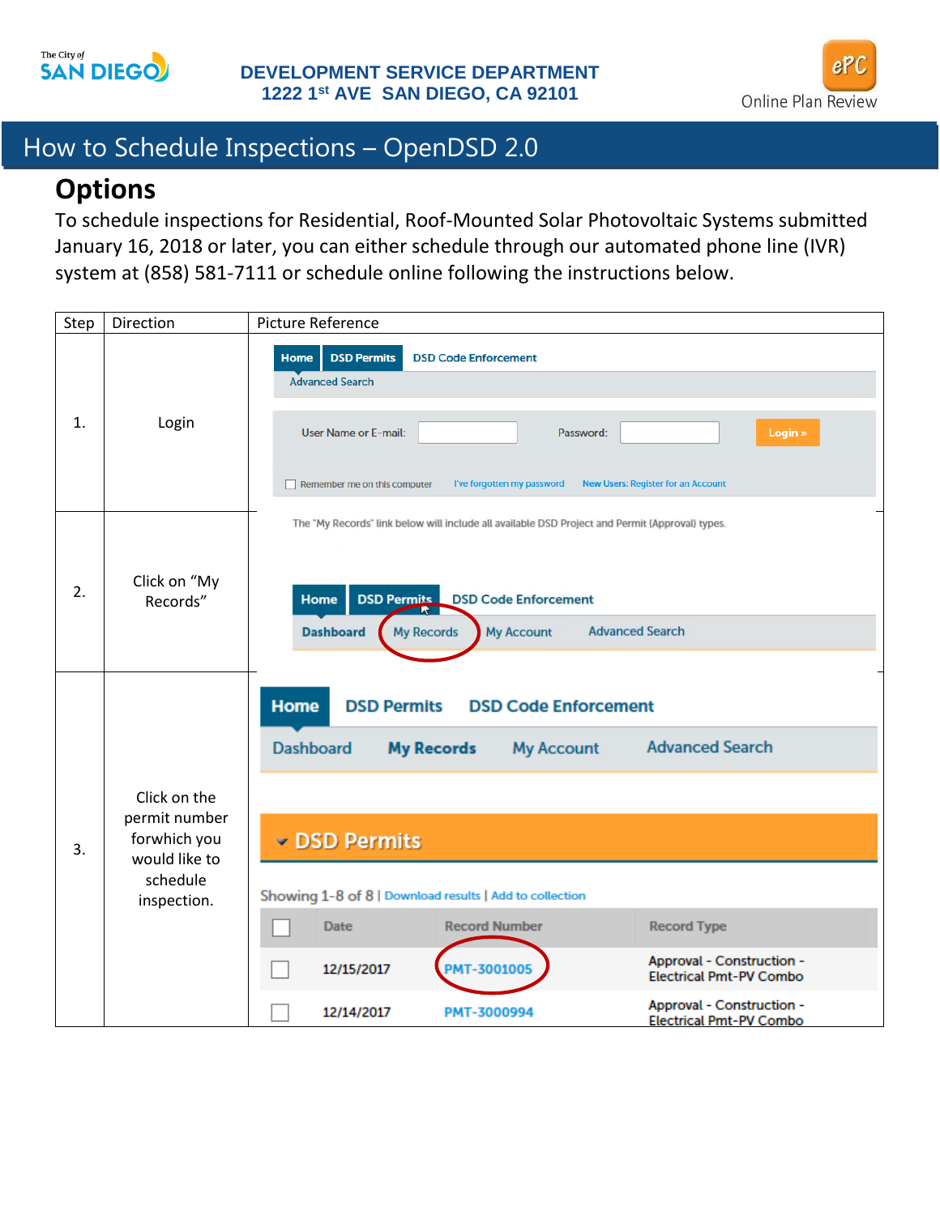The City of SAN DIEGO

DEVELOPMENT SERVICE DEPARTMENT
1222 1st AVE SAN DIEGO, CA 92101

ePC Online Plan Review

# How to Schedule Inspections – OpenDSD 2.0

## Options

To schedule inspections for Residential, Roof-Mounted Solar Photovoltaic Systems submitted January 16, 2018 or later, you can either schedule through our automated phone line (IVR) system at (858) 581-7111 or schedule online following the instructions below.

| Step | Direction | Picture Reference |
|---|---|---|
| 1. | Login | Home · DSD Permits · DSD Code Enforcement · Advanced Search<br>User Name or E-mail: ___ Password: ___ Login »<br>Remember me on this computer · I've forgotten my password · New Users: Register for an Account |
| 2. | Click on "My Records" | The "My Records" link below will include all available DSD Project and Permit (Approval) types.<br>Home · DSD Permits · DSD Code Enforcement<br>Dashboard · My Records · My Account · Advanced Search |
| 3. | Click on the permit number forwhich you would like to schedule inspection. | Home · DSD Permits · DSD Code Enforcement<br>Dashboard · My Records · My Account · Advanced Search<br>DSD Permits<br>Showing 1-8 of 8 \| Download results \| Add to collection<br>Date · Record Number · Record Type<br>12/15/2017 · PMT-3001005 · Approval - Construction - Electrical Pmt-PV Combo<br>12/14/2017 · PMT-3000994 · Approval - Construction - Electrical Pmt-PV Combo |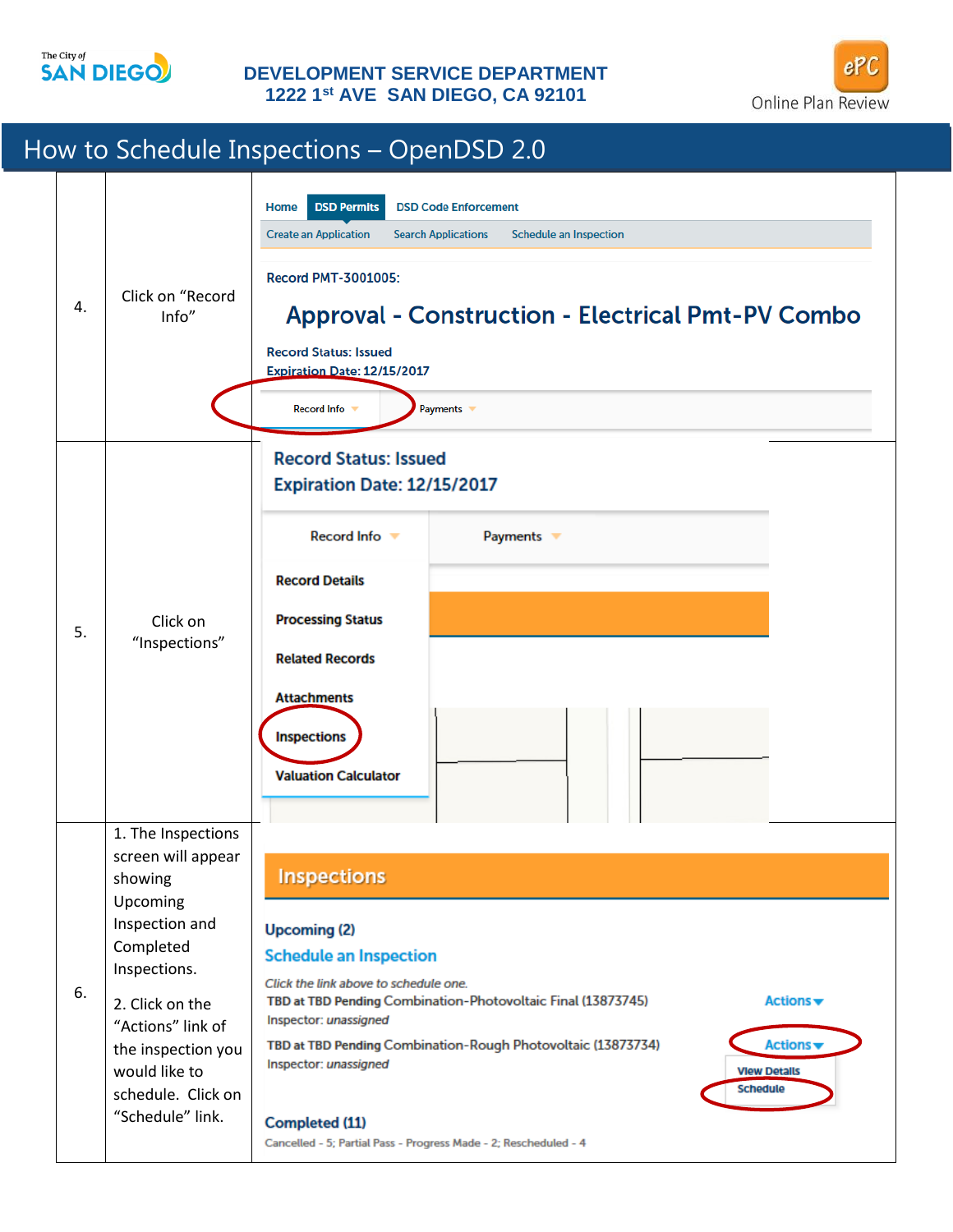# How to Schedule Inspections – OpenDSD 2.0

| | | |
|---|---|---|
| 4. | Click on "Record Info" | Home / DSD Permits / DSD Code Enforcement<br>Create an Application / Search Applications / Schedule an Inspection<br>Record PMT-3001005:<br>**Approval - Construction - Electrical Pmt-PV Combo**<br>Record Status: Issued<br>Expiration Date: 12/15/2017<br>Record Info / Payments |
| 5. | Click on "Inspections" | Record Status: Issued<br>Expiration Date: 12/15/2017<br>Record Info / Payments<br>Record Details<br>Processing Status<br>Related Records<br>Attachments<br>Inspections<br>Valuation Calculator |
| 6. | 1. The Inspections screen will appear showing Upcoming Inspection and Completed Inspections.<br><br>2. Click on the "Actions" link of the inspection you would like to schedule. Click on "Schedule" link. | **Inspections**<br>Upcoming (2)<br>Schedule an Inspection<br>*Click the link above to schedule one.*<br>TBD at TBD Pending Combination-Photovoltaic Final (13873745) — Actions<br>Inspector: *unassigned*<br>TBD at TBD Pending Combination-Rough Photovoltaic (13873734) — Actions<br>Inspector: *unassigned*<br>View Details<br>Schedule<br>Completed (11)<br>Cancelled - 5; Partial Pass - Progress Made - 2; Rescheduled - 4 |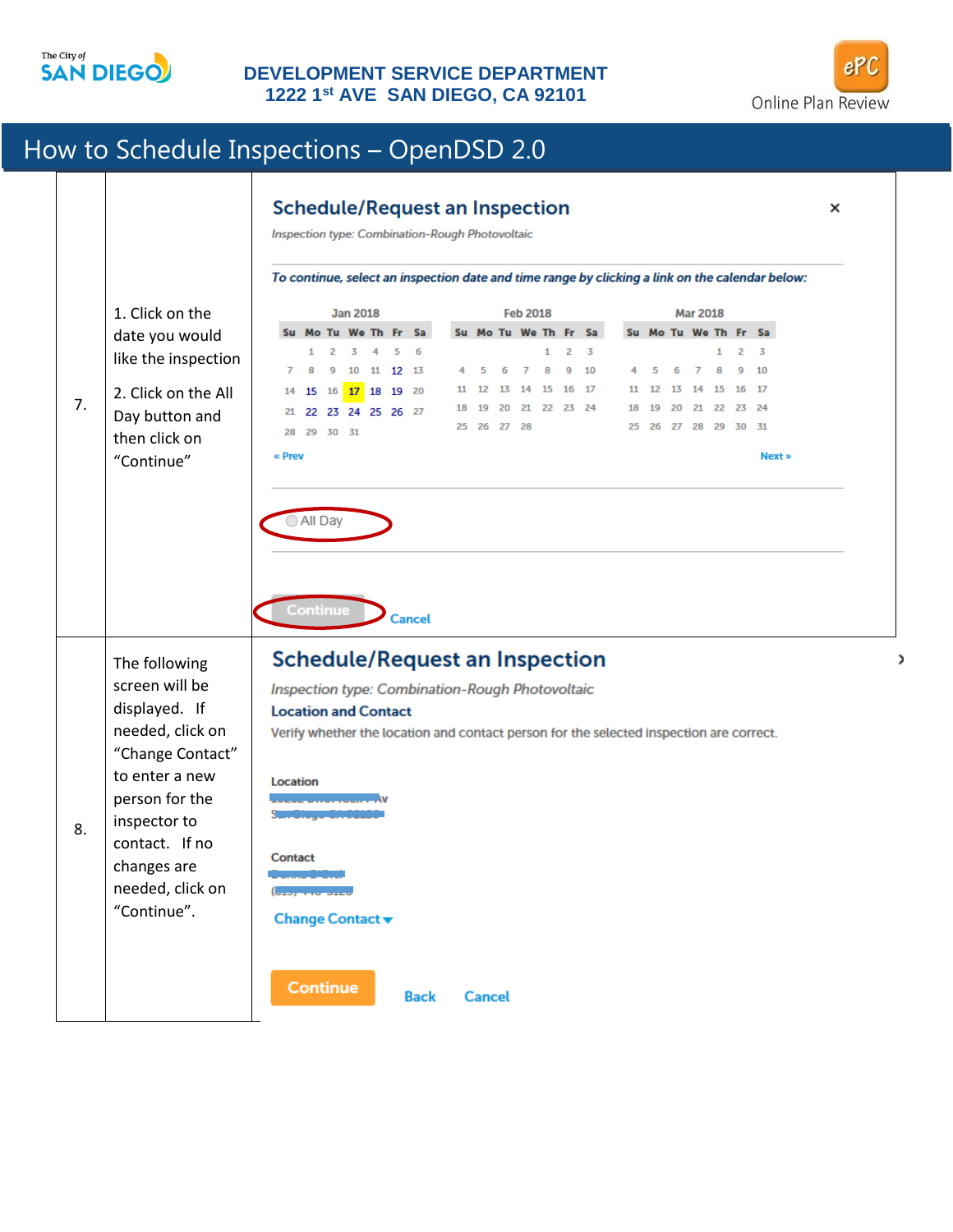# How to Schedule Inspections – OpenDSD 2.0

| | | |
|---|---|---|
| 7. | 1. Click on the date you would like the inspection<br><br>2. Click on the All Day button and then click on "Continue" | **Schedule/Request an Inspection**<br>*Inspection type: Combination-Rough Photovoltaic*<br>*To continue, select an inspection date and time range by clicking a link on the calendar below:*<br>Jan 2018 / Feb 2018 / Mar 2018<br>« Prev … Next »<br>All Day<br>Continue Cancel |
| 8. | The following screen will be displayed. If needed, click on "Change Contact" to enter a new person for the inspector to contact. If no changes are needed, click on "Continue". | **Schedule/Request an Inspection**<br>*Inspection type: Combination-Rough Photovoltaic*<br>**Location and Contact**<br>Verify whether the location and contact person for the selected inspection are correct.<br>Location<br>Contact<br>Change Contact<br>Continue Back Cancel |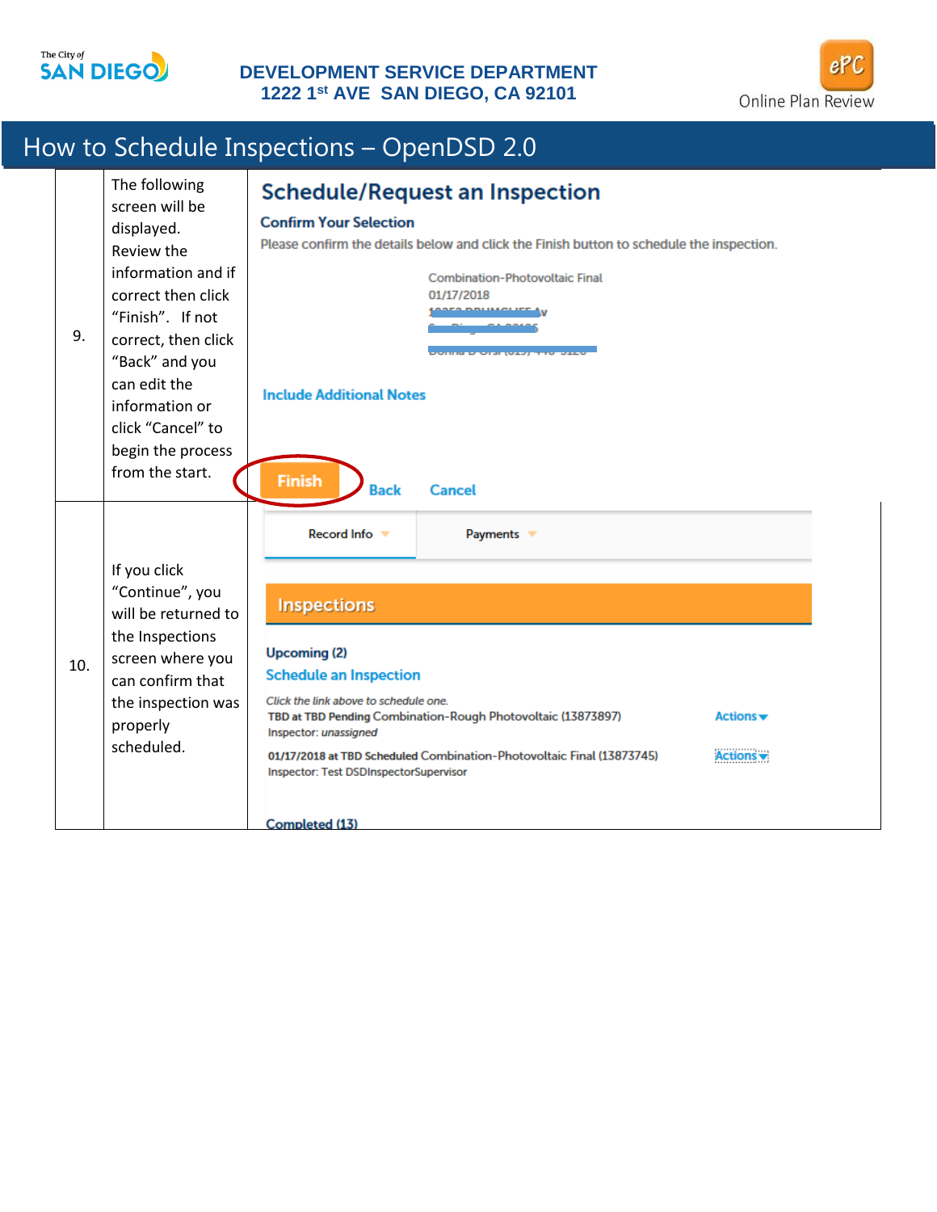# How to Schedule Inspections – OpenDSD 2.0

| | | |
|---|---|---|
| 9. | The following screen will be displayed. Review the information and if correct then click "Finish". If not correct, then click "Back" and you can edit the information or click "Cancel" to begin the process from the start. | **Schedule/Request an Inspection**<br>**Confirm Your Selection**<br>Please confirm the details below and click the Finish button to schedule the inspection.<br>Combination-Photovoltaic Final<br>01/17/2018<br>Include Additional Notes<br>Finish Back Cancel |
| 10. | If you click "Continue", you will be returned to the Inspections screen where you can confirm that the inspection was properly scheduled. | Record Info Payments<br>**Inspections**<br>Upcoming (2)<br>Schedule an Inspection<br>*Click the link above to schedule one.*<br>TBD at TBD Pending Combination-Rough Photovoltaic (13873897) Actions<br>Inspector: *unassigned*<br>01/17/2018 at TBD Scheduled Combination-Photovoltaic Final (13873745) Actions<br>Inspector: Test DSDInspectorSupervisor<br>Completed (13) |